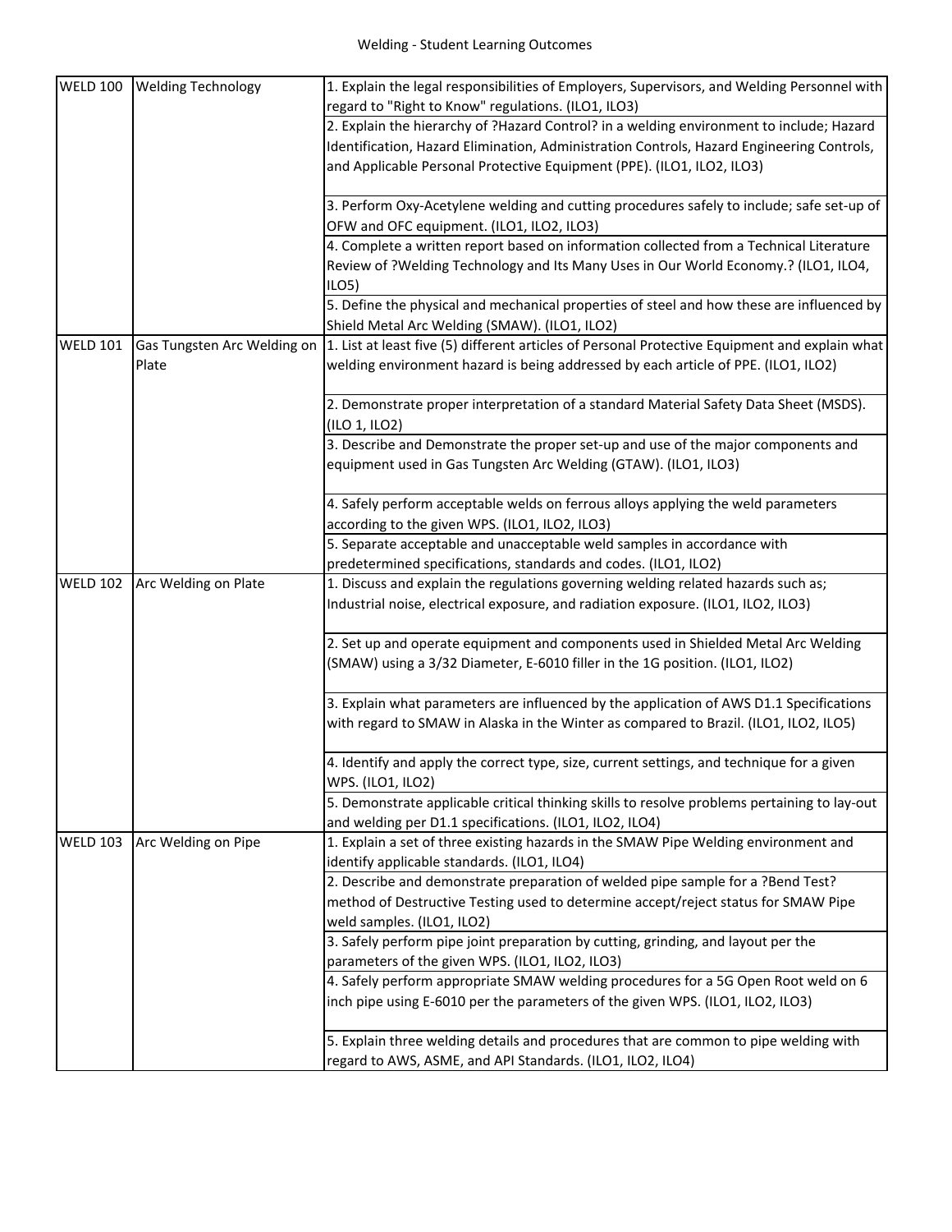# Welding - Student Learning Outcomes

| | | |
|---|---|---|
| WELD 100 | Welding Technology | 1. Explain the legal responsibilities of Employers, Supervisors, and Welding Personnel with regard to "Right to Know" regulations. (ILO1, ILO3) |
| | | 2. Explain the hierarchy of ?Hazard Control? in a welding environment to include; Hazard Identification, Hazard Elimination, Administration Controls, Hazard Engineering Controls, and Applicable Personal Protective Equipment (PPE). (ILO1, ILO2, ILO3) |
| | | 3. Perform Oxy-Acetylene welding and cutting procedures safely to include; safe set-up of OFW and OFC equipment. (ILO1, ILO2, ILO3) |
| | | 4. Complete a written report based on information collected from a Technical Literature Review of ?Welding Technology and Its Many Uses in Our World Economy.? (ILO1, ILO4, ILO5) |
| | | 5. Define the physical and mechanical properties of steel and how these are influenced by Shield Metal Arc Welding (SMAW). (ILO1, ILO2) |
| WELD 101 | Gas Tungsten Arc Welding on Plate | 1. List at least five (5) different articles of Personal Protective Equipment and explain what welding environment hazard is being addressed by each article of PPE. (ILO1, ILO2) |
| | | 2. Demonstrate proper interpretation of a standard Material Safety Data Sheet (MSDS). (ILO 1, ILO2) |
| | | 3. Describe and Demonstrate the proper set-up and use of the major components and equipment used in Gas Tungsten Arc Welding (GTAW). (ILO1, ILO3) |
| | | 4. Safely perform acceptable welds on ferrous alloys applying the weld parameters according to the given WPS. (ILO1, ILO2, ILO3) |
| | | 5. Separate acceptable and unacceptable weld samples in accordance with predetermined specifications, standards and codes. (ILO1, ILO2) |
| WELD 102 | Arc Welding on Plate | 1. Discuss and explain the regulations governing welding related hazards such as; Industrial noise, electrical exposure, and radiation exposure. (ILO1, ILO2, ILO3) |
| | | 2. Set up and operate equipment and components used in Shielded Metal Arc Welding (SMAW) using a 3/32 Diameter, E-6010 filler in the 1G position. (ILO1, ILO2) |
| | | 3. Explain what parameters are influenced by the application of AWS D1.1 Specifications with regard to SMAW in Alaska in the Winter as compared to Brazil. (ILO1, ILO2, ILO5) |
| | | 4. Identify and apply the correct type, size, current settings, and technique for a given WPS. (ILO1, ILO2) |
| | | 5. Demonstrate applicable critical thinking skills to resolve problems pertaining to lay-out and welding per D1.1 specifications. (ILO1, ILO2, ILO4) |
| WELD 103 | Arc Welding on Pipe | 1. Explain a set of three existing hazards in the SMAW Pipe Welding environment and identify applicable standards. (ILO1, ILO4) |
| | | 2. Describe and demonstrate preparation of welded pipe sample for a ?Bend Test? method of Destructive Testing used to determine accept/reject status for SMAW Pipe weld samples. (ILO1, ILO2) |
| | | 3. Safely perform pipe joint preparation by cutting, grinding, and layout per the parameters of the given WPS. (ILO1, ILO2, ILO3) |
| | | 4. Safely perform appropriate SMAW welding procedures for a 5G Open Root weld on 6 inch pipe using E-6010 per the parameters of the given WPS. (ILO1, ILO2, ILO3) |
| | | 5. Explain three welding details and procedures that are common to pipe welding with regard to AWS, ASME, and API Standards. (ILO1, ILO2, ILO4) |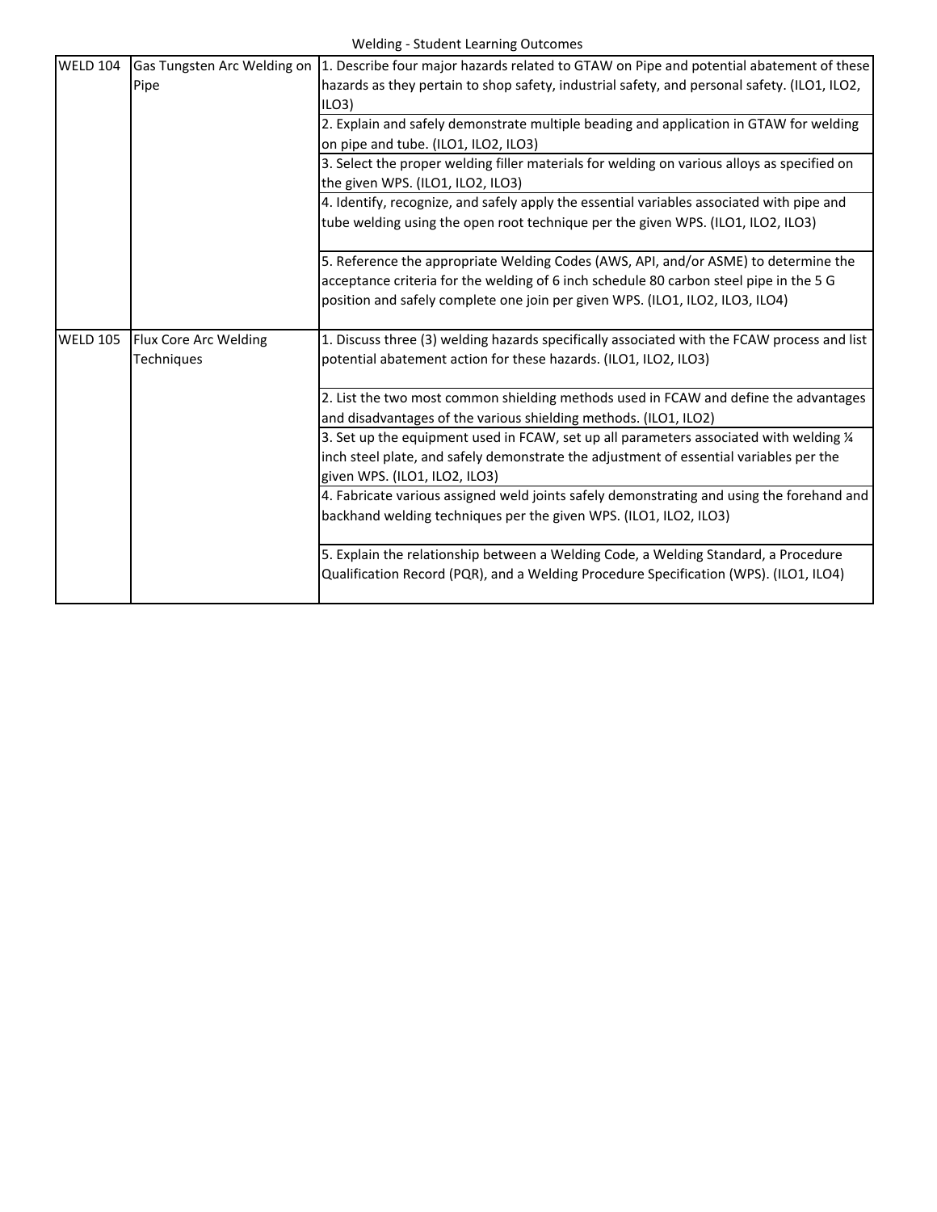Welding - Student Learning Outcomes

| | | |
|---|---|---|
| WELD 104 | Gas Tungsten Arc Welding on Pipe | 1. Describe four major hazards related to GTAW on Pipe and potential abatement of these hazards as they pertain to shop safety, industrial safety, and personal safety. (ILO1, ILO2, ILO3) |
| | | 2. Explain and safely demonstrate multiple beading and application in GTAW for welding on pipe and tube. (ILO1, ILO2, ILO3) |
| | | 3. Select the proper welding filler materials for welding on various alloys as specified on the given WPS. (ILO1, ILO2, ILO3) |
| | | 4. Identify, recognize, and safely apply the essential variables associated with pipe and tube welding using the open root technique per the given WPS. (ILO1, ILO2, ILO3) |
| | | 5. Reference the appropriate Welding Codes (AWS, API, and/or ASME) to determine the acceptance criteria for the welding of 6 inch schedule 80 carbon steel pipe in the 5 G position and safely complete one join per given WPS. (ILO1, ILO2, ILO3, ILO4) |
| WELD 105 | Flux Core Arc Welding Techniques | 1. Discuss three (3) welding hazards specifically associated with the FCAW process and list potential abatement action for these hazards. (ILO1, ILO2, ILO3) |
| | | 2. List the two most common shielding methods used in FCAW and define the advantages and disadvantages of the various shielding methods. (ILO1, ILO2) |
| | | 3. Set up the equipment used in FCAW, set up all parameters associated with welding ¼ inch steel plate, and safely demonstrate the adjustment of essential variables per the given WPS. (ILO1, ILO2, ILO3) |
| | | 4. Fabricate various assigned weld joints safely demonstrating and using the forehand and backhand welding techniques per the given WPS. (ILO1, ILO2, ILO3) |
| | | 5. Explain the relationship between a Welding Code, a Welding Standard, a Procedure Qualification Record (PQR), and a Welding Procedure Specification (WPS). (ILO1, ILO4) |